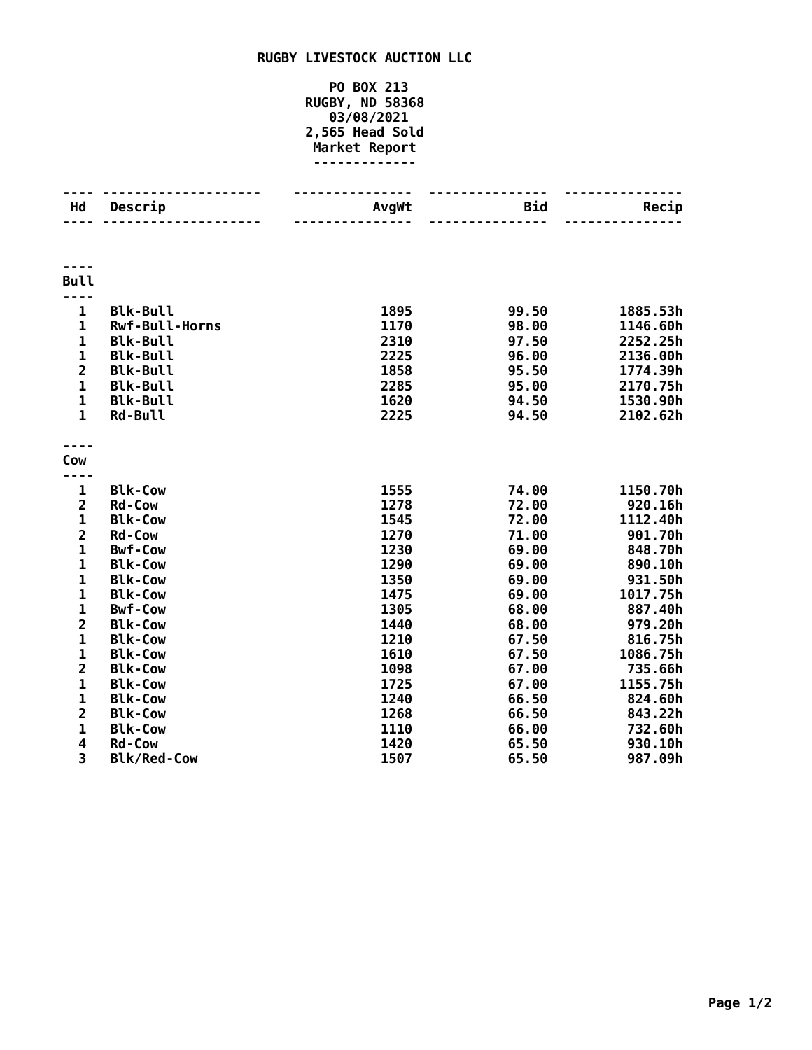# RUGBY LIVESTOCK AUCTION LLC

**PO BOX 213**
**RUGBY, ND 58368**
**03/08/2021**
**2,565 Head Sold**
**Market Report**

| Hd | Descrip | AvgWt | Bid | Recip |
|---|---|---|---|---|
| **Bull** | | | | |
| 1 | Blk-Bull | 1895 | 99.50 | 1885.53h |
| 1 | Rwf-Bull-Horns | 1170 | 98.00 | 1146.60h |
| 1 | Blk-Bull | 2310 | 97.50 | 2252.25h |
| 1 | Blk-Bull | 2225 | 96.00 | 2136.00h |
| 2 | Blk-Bull | 1858 | 95.50 | 1774.39h |
| 1 | Blk-Bull | 2285 | 95.00 | 2170.75h |
| 1 | Blk-Bull | 1620 | 94.50 | 1530.90h |
| 1 | Rd-Bull | 2225 | 94.50 | 2102.62h |
| **Cow** | | | | |
| 1 | Blk-Cow | 1555 | 74.00 | 1150.70h |
| 2 | Rd-Cow | 1278 | 72.00 | 920.16h |
| 1 | Blk-Cow | 1545 | 72.00 | 1112.40h |
| 2 | Rd-Cow | 1270 | 71.00 | 901.70h |
| 1 | Bwf-Cow | 1230 | 69.00 | 848.70h |
| 1 | Blk-Cow | 1290 | 69.00 | 890.10h |
| 1 | Blk-Cow | 1350 | 69.00 | 931.50h |
| 1 | Blk-Cow | 1475 | 69.00 | 1017.75h |
| 1 | Bwf-Cow | 1305 | 68.00 | 887.40h |
| 2 | Blk-Cow | 1440 | 68.00 | 979.20h |
| 1 | Blk-Cow | 1210 | 67.50 | 816.75h |
| 1 | Blk-Cow | 1610 | 67.50 | 1086.75h |
| 2 | Blk-Cow | 1098 | 67.00 | 735.66h |
| 1 | Blk-Cow | 1725 | 67.00 | 1155.75h |
| 1 | Blk-Cow | 1240 | 66.50 | 824.60h |
| 2 | Blk-Cow | 1268 | 66.50 | 843.22h |
| 1 | Blk-Cow | 1110 | 66.00 | 732.60h |
| 4 | Rd-Cow | 1420 | 65.50 | 930.10h |
| 3 | Blk/Red-Cow | 1507 | 65.50 | 987.09h |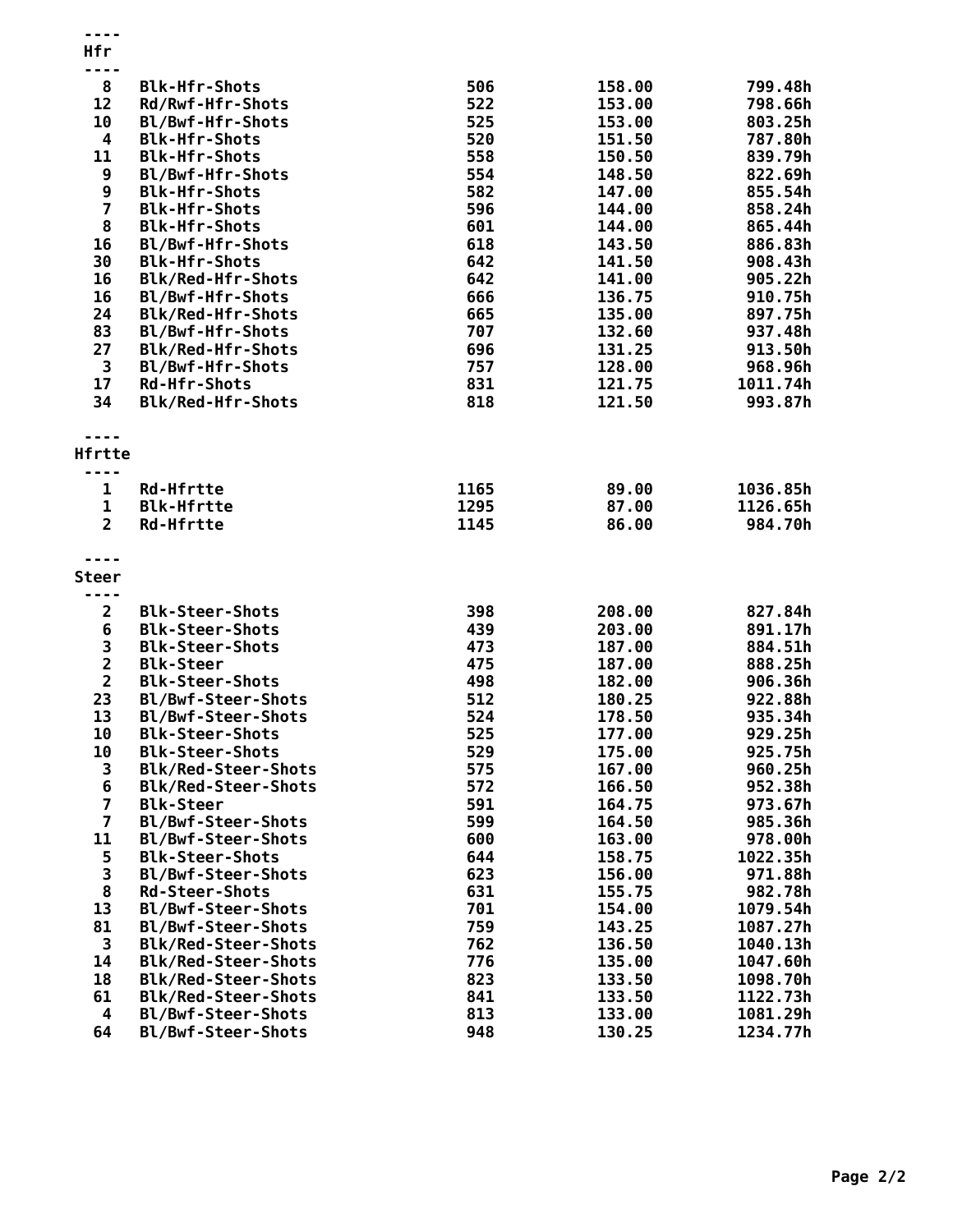----

Hfr

----

| | | | | |
|---|---|---|---|---|
| 8 | Blk-Hfr-Shots | 506 | 158.00 | 799.48h |
| 12 | Rd/Rwf-Hfr-Shots | 522 | 153.00 | 798.66h |
| 10 | Bl/Bwf-Hfr-Shots | 525 | 153.00 | 803.25h |
| 4 | Blk-Hfr-Shots | 520 | 151.50 | 787.80h |
| 11 | Blk-Hfr-Shots | 558 | 150.50 | 839.79h |
| 9 | Bl/Bwf-Hfr-Shots | 554 | 148.50 | 822.69h |
| 9 | Blk-Hfr-Shots | 582 | 147.00 | 855.54h |
| 7 | Blk-Hfr-Shots | 596 | 144.00 | 858.24h |
| 8 | Blk-Hfr-Shots | 601 | 144.00 | 865.44h |
| 16 | Bl/Bwf-Hfr-Shots | 618 | 143.50 | 886.83h |
| 30 | Blk-Hfr-Shots | 642 | 141.50 | 908.43h |
| 16 | Blk/Red-Hfr-Shots | 642 | 141.00 | 905.22h |
| 16 | Bl/Bwf-Hfr-Shots | 666 | 136.75 | 910.75h |
| 24 | Blk/Red-Hfr-Shots | 665 | 135.00 | 897.75h |
| 83 | Bl/Bwf-Hfr-Shots | 707 | 132.60 | 937.48h |
| 27 | Blk/Red-Hfr-Shots | 696 | 131.25 | 913.50h |
| 3 | Bl/Bwf-Hfr-Shots | 757 | 128.00 | 968.96h |
| 17 | Rd-Hfr-Shots | 831 | 121.75 | 1011.74h |
| 34 | Blk/Red-Hfr-Shots | 818 | 121.50 | 993.87h |

----

Hfrtte

----

| | | | | |
|---|---|---|---|---|
| 1 | Rd-Hfrtte | 1165 | 89.00 | 1036.85h |
| 1 | Blk-Hfrtte | 1295 | 87.00 | 1126.65h |
| 2 | Rd-Hfrtte | 1145 | 86.00 | 984.70h |

----

Steer

----

| | | | | |
|---|---|---|---|---|
| 2 | Blk-Steer-Shots | 398 | 208.00 | 827.84h |
| 6 | Blk-Steer-Shots | 439 | 203.00 | 891.17h |
| 3 | Blk-Steer-Shots | 473 | 187.00 | 884.51h |
| 2 | Blk-Steer | 475 | 187.00 | 888.25h |
| 2 | Blk-Steer-Shots | 498 | 182.00 | 906.36h |
| 23 | Bl/Bwf-Steer-Shots | 512 | 180.25 | 922.88h |
| 13 | Bl/Bwf-Steer-Shots | 524 | 178.50 | 935.34h |
| 10 | Blk-Steer-Shots | 525 | 177.00 | 929.25h |
| 10 | Blk-Steer-Shots | 529 | 175.00 | 925.75h |
| 3 | Blk/Red-Steer-Shots | 575 | 167.00 | 960.25h |
| 6 | Blk/Red-Steer-Shots | 572 | 166.50 | 952.38h |
| 7 | Blk-Steer | 591 | 164.75 | 973.67h |
| 7 | Bl/Bwf-Steer-Shots | 599 | 164.50 | 985.36h |
| 11 | Bl/Bwf-Steer-Shots | 600 | 163.00 | 978.00h |
| 5 | Blk-Steer-Shots | 644 | 158.75 | 1022.35h |
| 3 | Bl/Bwf-Steer-Shots | 623 | 156.00 | 971.88h |
| 8 | Rd-Steer-Shots | 631 | 155.75 | 982.78h |
| 13 | Bl/Bwf-Steer-Shots | 701 | 154.00 | 1079.54h |
| 81 | Bl/Bwf-Steer-Shots | 759 | 143.25 | 1087.27h |
| 3 | Blk/Red-Steer-Shots | 762 | 136.50 | 1040.13h |
| 14 | Blk/Red-Steer-Shots | 776 | 135.00 | 1047.60h |
| 18 | Blk/Red-Steer-Shots | 823 | 133.50 | 1098.70h |
| 61 | Blk/Red-Steer-Shots | 841 | 133.50 | 1122.73h |
| 4 | Bl/Bwf-Steer-Shots | 813 | 133.00 | 1081.29h |
| 64 | Bl/Bwf-Steer-Shots | 948 | 130.25 | 1234.77h |